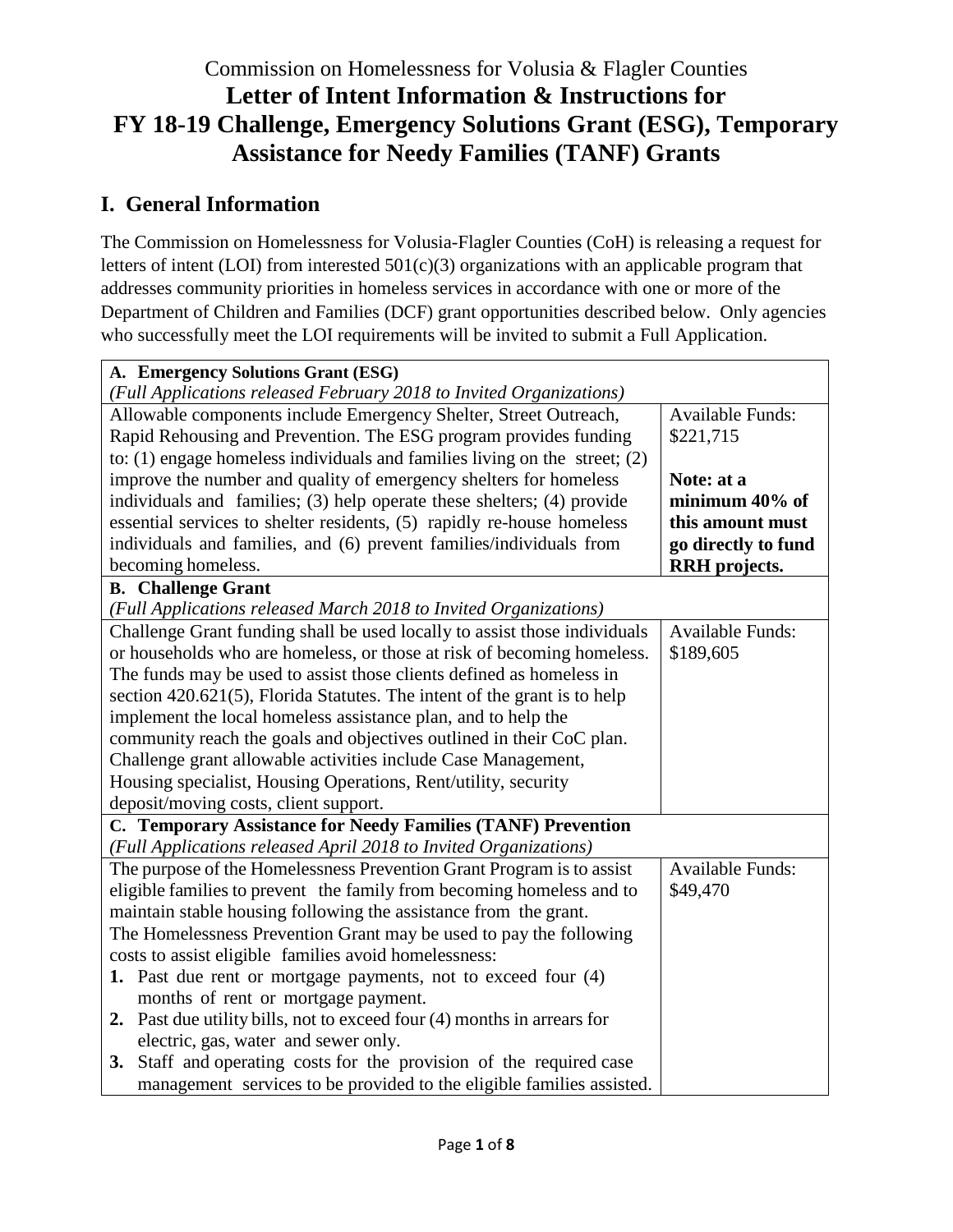Commission on Homelessness for Volusia & Flagler Counties

# Letter of Intent Information & Instructions for FY 18-19 Challenge, Emergency Solutions Grant (ESG), Temporary Assistance for Needy Families (TANF) Grants

## I. General Information

The Commission on Homelessness for Volusia-Flagler Counties (CoH) is releasing a request for letters of intent (LOI) from interested 501(c)(3) organizations with an applicable program that addresses community priorities in homeless services in accordance with one or more of the Department of Children and Families (DCF) grant opportunities described below. Only agencies who successfully meet the LOI requirements will be invited to submit a Full Application.

| **A. Emergency Solutions Grant (ESG)**<br>*(Full Applications released February 2018 to Invited Organizations)* | |
|---|---|
| Allowable components include Emergency Shelter, Street Outreach, Rapid Rehousing and Prevention. The ESG program provides funding to: (1) engage homeless individuals and families living on the street; (2) improve the number and quality of emergency shelters for homeless individuals and families; (3) help operate these shelters; (4) provide essential services to shelter residents, (5) rapidly re-house homeless individuals and families, and (6) prevent families/individuals from becoming homeless. | Available Funds: \$221,715<br><br>**Note: at a minimum 40% of this amount must go directly to fund RRH projects.** |
| **B. Challenge Grant**<br>*(Full Applications released March 2018 to Invited Organizations)* | |
| Challenge Grant funding shall be used locally to assist those individuals or households who are homeless, or those at risk of becoming homeless. The funds may be used to assist those clients defined as homeless in section 420.621(5), Florida Statutes. The intent of the grant is to help implement the local homeless assistance plan, and to help the community reach the goals and objectives outlined in their CoC plan. Challenge grant allowable activities include Case Management, Housing specialist, Housing Operations, Rent/utility, security deposit/moving costs, client support. | Available Funds: \$189,605 |
| **C. Temporary Assistance for Needy Families (TANF) Prevention**<br>*(Full Applications released April 2018 to Invited Organizations)* | |
| The purpose of the Homelessness Prevention Grant Program is to assist eligible families to prevent the family from becoming homeless and to maintain stable housing following the assistance from the grant. The Homelessness Prevention Grant may be used to pay the following costs to assist eligible families avoid homelessness:<br>**1.** Past due rent or mortgage payments, not to exceed four (4) months of rent or mortgage payment.<br>**2.** Past due utility bills, not to exceed four (4) months in arrears for electric, gas, water and sewer only.<br>**3.** Staff and operating costs for the provision of the required case management services to be provided to the eligible families assisted. | Available Funds: \$49,470 |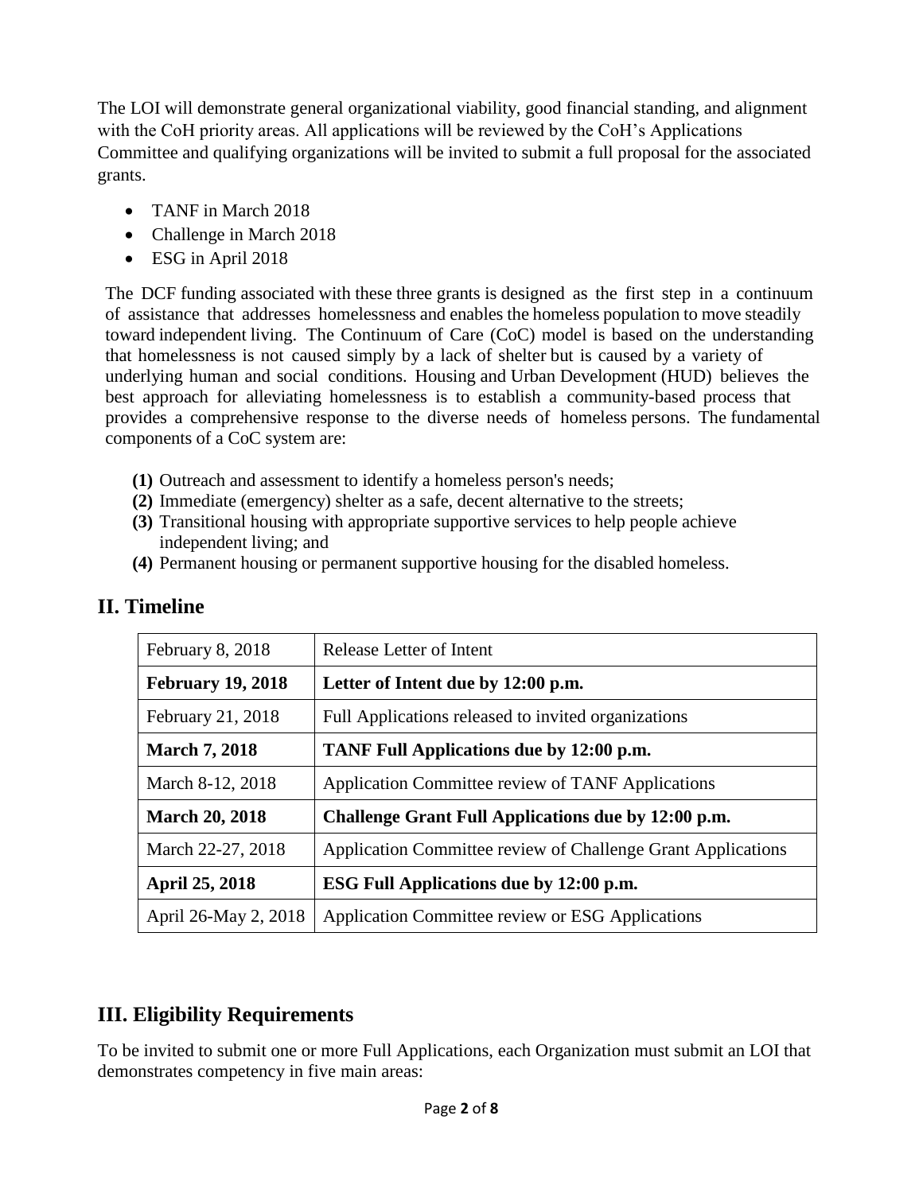The LOI will demonstrate general organizational viability, good financial standing, and alignment with the CoH priority areas. All applications will be reviewed by the CoH's Applications Committee and qualifying organizations will be invited to submit a full proposal for the associated grants.

- TANF in March 2018
- Challenge in March 2018
- ESG in April 2018

The DCF funding associated with these three grants is designed as the first step in a continuum of assistance that addresses homelessness and enables the homeless population to move steadily toward independent living. The Continuum of Care (CoC) model is based on the understanding that homelessness is not caused simply by a lack of shelter but is caused by a variety of underlying human and social conditions. Housing and Urban Development (HUD) believes the best approach for alleviating homelessness is to establish a community-based process that provides a comprehensive response to the diverse needs of homeless persons. The fundamental components of a CoC system are:

**(1)** Outreach and assessment to identify a homeless person's needs;
**(2)** Immediate (emergency) shelter as a safe, decent alternative to the streets;
**(3)** Transitional housing with appropriate supportive services to help people achieve independent living; and
**(4)** Permanent housing or permanent supportive housing for the disabled homeless.

## II. Timeline

| | |
|---|---|
| February 8, 2018 | Release Letter of Intent |
| **February 19, 2018** | **Letter of Intent due by 12:00 p.m.** |
| February 21, 2018 | Full Applications released to invited organizations |
| **March 7, 2018** | **TANF Full Applications due by 12:00 p.m.** |
| March 8-12, 2018 | Application Committee review of TANF Applications |
| **March 20, 2018** | **Challenge Grant Full Applications due by 12:00 p.m.** |
| March 22-27, 2018 | Application Committee review of Challenge Grant Applications |
| **April 25, 2018** | **ESG Full Applications due by 12:00 p.m.** |
| April 26-May 2, 2018 | Application Committee review or ESG Applications |

## III. Eligibility Requirements

To be invited to submit one or more Full Applications, each Organization must submit an LOI that demonstrates competency in five main areas: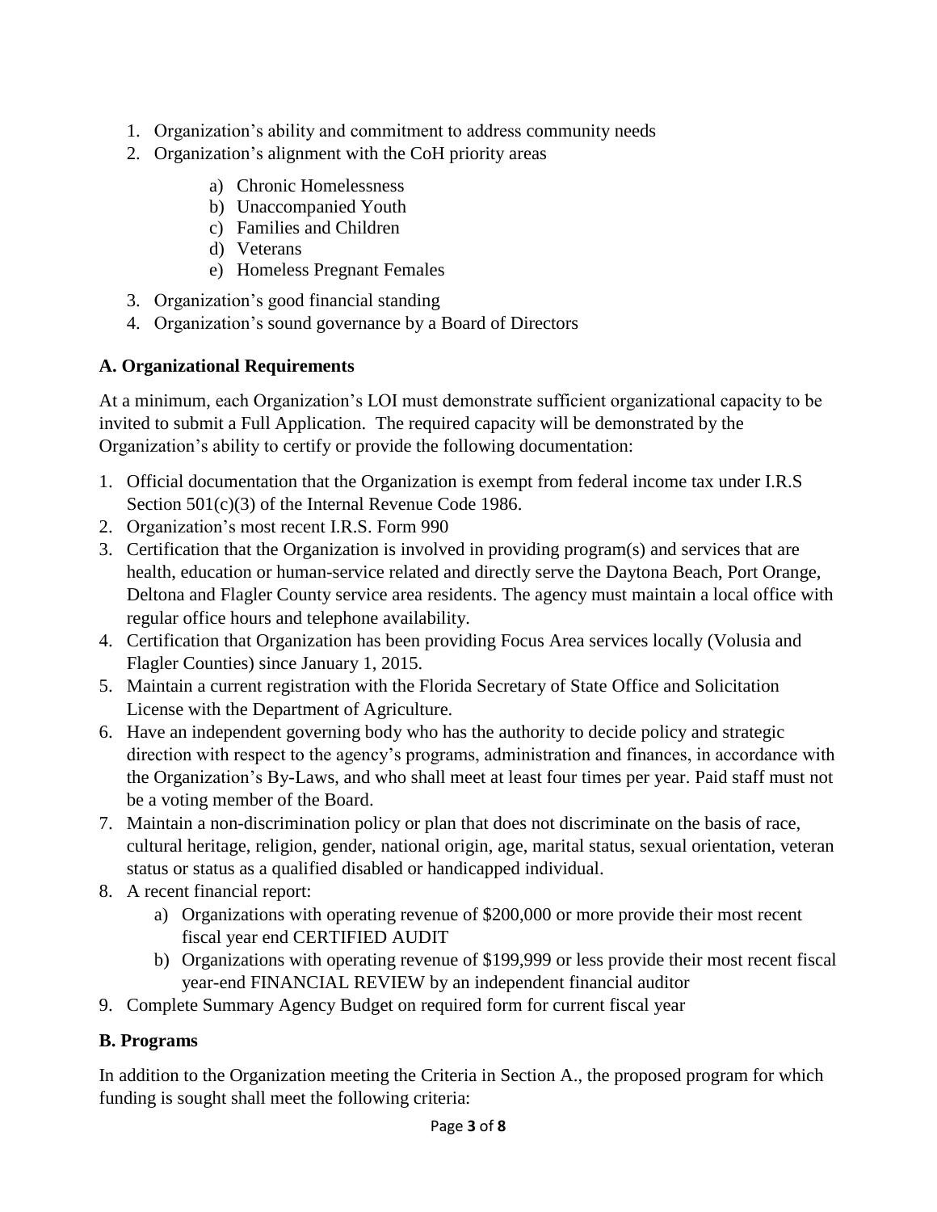1. Organization's ability and commitment to address community needs
2. Organization's alignment with the CoH priority areas
    a) Chronic Homelessness
    b) Unaccompanied Youth
    c) Families and Children
    d) Veterans
    e) Homeless Pregnant Females
3. Organization's good financial standing
4. Organization's sound governance by a Board of Directors

**A. Organizational Requirements**

At a minimum, each Organization's LOI must demonstrate sufficient organizational capacity to be invited to submit a Full Application. The required capacity will be demonstrated by the Organization's ability to certify or provide the following documentation:

1. Official documentation that the Organization is exempt from federal income tax under I.R.S Section 501(c)(3) of the Internal Revenue Code 1986.
2. Organization's most recent I.R.S. Form 990
3. Certification that the Organization is involved in providing program(s) and services that are health, education or human-service related and directly serve the Daytona Beach, Port Orange, Deltona and Flagler County service area residents. The agency must maintain a local office with regular office hours and telephone availability.
4. Certification that Organization has been providing Focus Area services locally (Volusia and Flagler Counties) since January 1, 2015.
5. Maintain a current registration with the Florida Secretary of State Office and Solicitation License with the Department of Agriculture.
6. Have an independent governing body who has the authority to decide policy and strategic direction with respect to the agency's programs, administration and finances, in accordance with the Organization's By-Laws, and who shall meet at least four times per year. Paid staff must not be a voting member of the Board.
7. Maintain a non-discrimination policy or plan that does not discriminate on the basis of race, cultural heritage, religion, gender, national origin, age, marital status, sexual orientation, veteran status or status as a qualified disabled or handicapped individual.
8. A recent financial report:
    a) Organizations with operating revenue of $200,000 or more provide their most recent fiscal year end CERTIFIED AUDIT
    b) Organizations with operating revenue of $199,999 or less provide their most recent fiscal year-end FINANCIAL REVIEW by an independent financial auditor
9. Complete Summary Agency Budget on required form for current fiscal year

**B. Programs**

In addition to the Organization meeting the Criteria in Section A., the proposed program for which funding is sought shall meet the following criteria: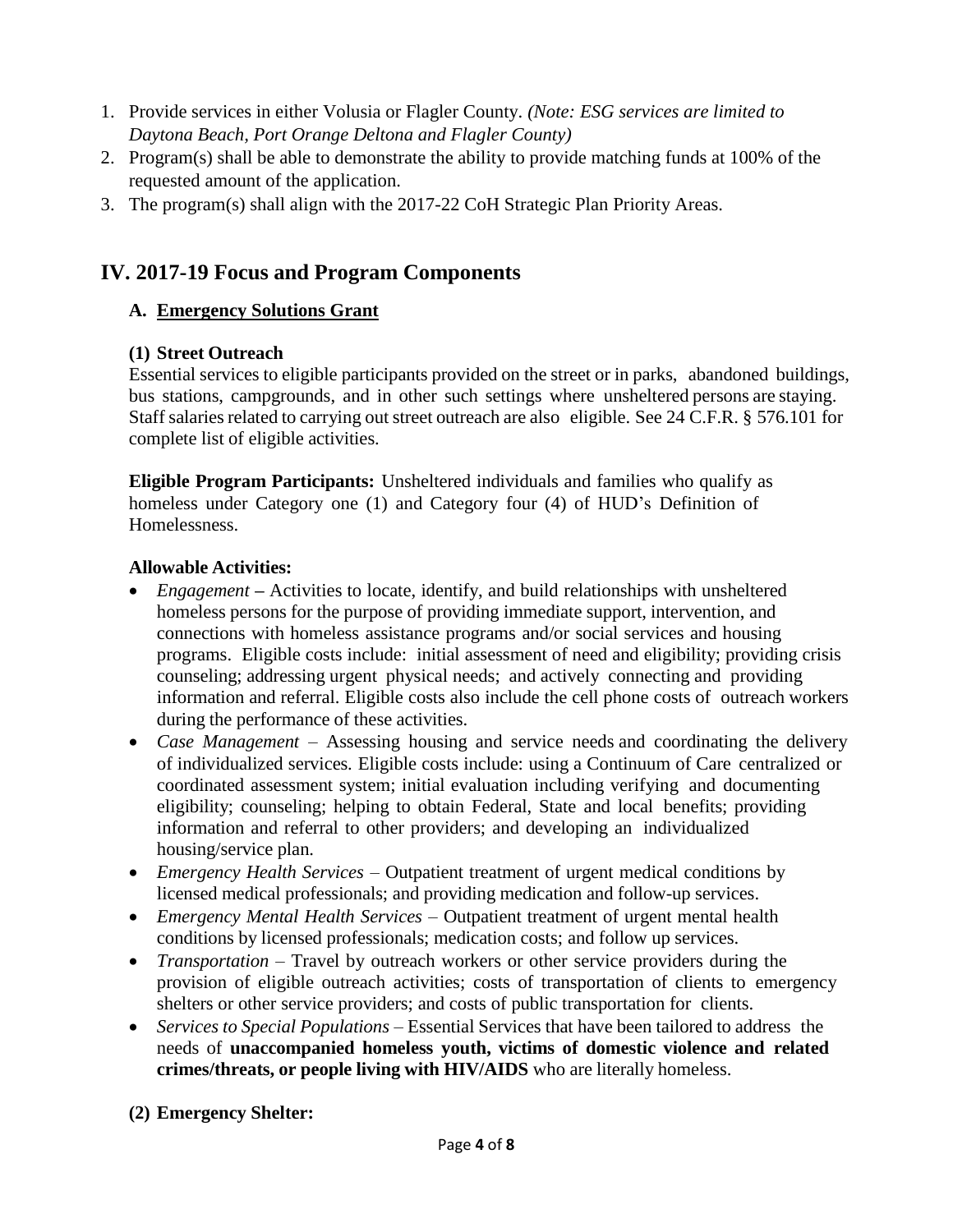1. Provide services in either Volusia or Flagler County. *(Note: ESG services are limited to Daytona Beach, Port Orange Deltona and Flagler County)*
2. Program(s) shall be able to demonstrate the ability to provide matching funds at 100% of the requested amount of the application.
3. The program(s) shall align with the 2017-22 CoH Strategic Plan Priority Areas.

## IV. 2017-19 Focus and Program Components

### A. Emergency Solutions Grant

**(1) Street Outreach**

Essential services to eligible participants provided on the street or in parks, abandoned buildings, bus stations, campgrounds, and in other such settings where unsheltered persons are staying. Staff salaries related to carrying out street outreach are also eligible. See 24 C.F.R. § 576.101 for complete list of eligible activities.

**Eligible Program Participants:** Unsheltered individuals and families who qualify as homeless under Category one (1) and Category four (4) of HUD's Definition of Homelessness.

**Allowable Activities:**

- *Engagement* – Activities to locate, identify, and build relationships with unsheltered homeless persons for the purpose of providing immediate support, intervention, and connections with homeless assistance programs and/or social services and housing programs. Eligible costs include: initial assessment of need and eligibility; providing crisis counseling; addressing urgent physical needs; and actively connecting and providing information and referral. Eligible costs also include the cell phone costs of outreach workers during the performance of these activities.
- *Case Management* – Assessing housing and service needs and coordinating the delivery of individualized services. Eligible costs include: using a Continuum of Care centralized or coordinated assessment system; initial evaluation including verifying and documenting eligibility; counseling; helping to obtain Federal, State and local benefits; providing information and referral to other providers; and developing an individualized housing/service plan.
- *Emergency Health Services* – Outpatient treatment of urgent medical conditions by licensed medical professionals; and providing medication and follow-up services.
- *Emergency Mental Health Services* – Outpatient treatment of urgent mental health conditions by licensed professionals; medication costs; and follow up services.
- *Transportation* – Travel by outreach workers or other service providers during the provision of eligible outreach activities; costs of transportation of clients to emergency shelters or other service providers; and costs of public transportation for clients.
- *Services to Special Populations* – Essential Services that have been tailored to address the needs of **unaccompanied homeless youth, victims of domestic violence and related crimes/threats, or people living with HIV/AIDS** who are literally homeless.

**(2) Emergency Shelter:**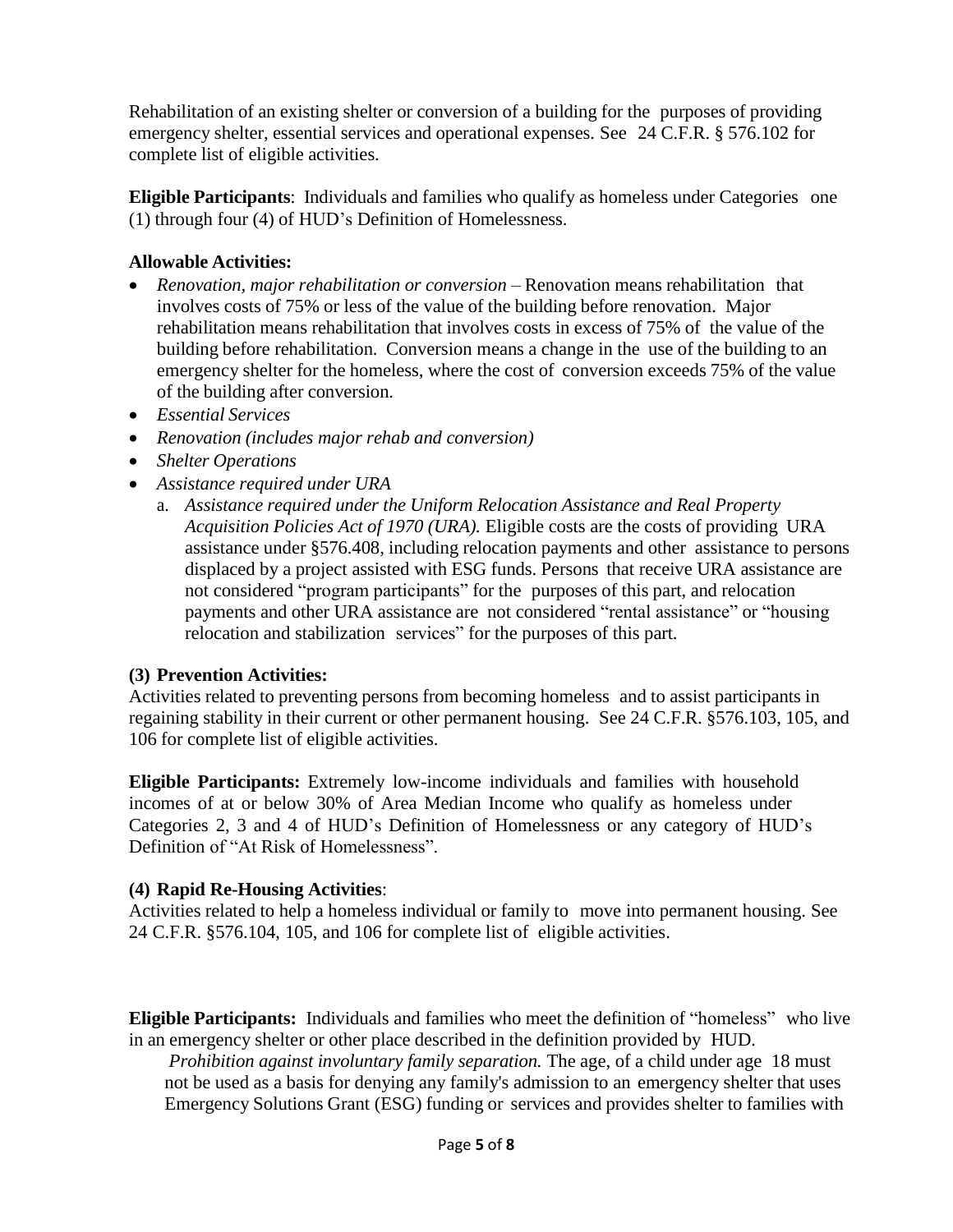Rehabilitation of an existing shelter or conversion of a building for the purposes of providing emergency shelter, essential services and operational expenses. See 24 C.F.R. § 576.102 for complete list of eligible activities.

**Eligible Participants**: Individuals and families who qualify as homeless under Categories one (1) through four (4) of HUD's Definition of Homelessness.

**Allowable Activities:**

- *Renovation, major rehabilitation or conversion* – Renovation means rehabilitation that involves costs of 75% or less of the value of the building before renovation. Major rehabilitation means rehabilitation that involves costs in excess of 75% of the value of the building before rehabilitation. Conversion means a change in the use of the building to an emergency shelter for the homeless, where the cost of conversion exceeds 75% of the value of the building after conversion.
- *Essential Services*
- *Renovation (includes major rehab and conversion)*
- *Shelter Operations*
- *Assistance required under URA*
  a. *Assistance required under the Uniform Relocation Assistance and Real Property Acquisition Policies Act of 1970 (URA).* Eligible costs are the costs of providing URA assistance under §576.408, including relocation payments and other assistance to persons displaced by a project assisted with ESG funds. Persons that receive URA assistance are not considered "program participants" for the purposes of this part, and relocation payments and other URA assistance are not considered "rental assistance" or "housing relocation and stabilization services" for the purposes of this part.

**(3) Prevention Activities:**

Activities related to preventing persons from becoming homeless and to assist participants in regaining stability in their current or other permanent housing. See 24 C.F.R. §576.103, 105, and 106 for complete list of eligible activities.

**Eligible Participants:** Extremely low-income individuals and families with household incomes of at or below 30% of Area Median Income who qualify as homeless under Categories 2, 3 and 4 of HUD's Definition of Homelessness or any category of HUD's Definition of "At Risk of Homelessness".

**(4) Rapid Re-Housing Activities**:

Activities related to help a homeless individual or family to move into permanent housing. See 24 C.F.R. §576.104, 105, and 106 for complete list of eligible activities.

**Eligible Participants:** Individuals and families who meet the definition of "homeless" who live in an emergency shelter or other place described in the definition provided by HUD.

*Prohibition against involuntary family separation.* The age, of a child under age 18 must not be used as a basis for denying any family's admission to an emergency shelter that uses Emergency Solutions Grant (ESG) funding or services and provides shelter to families with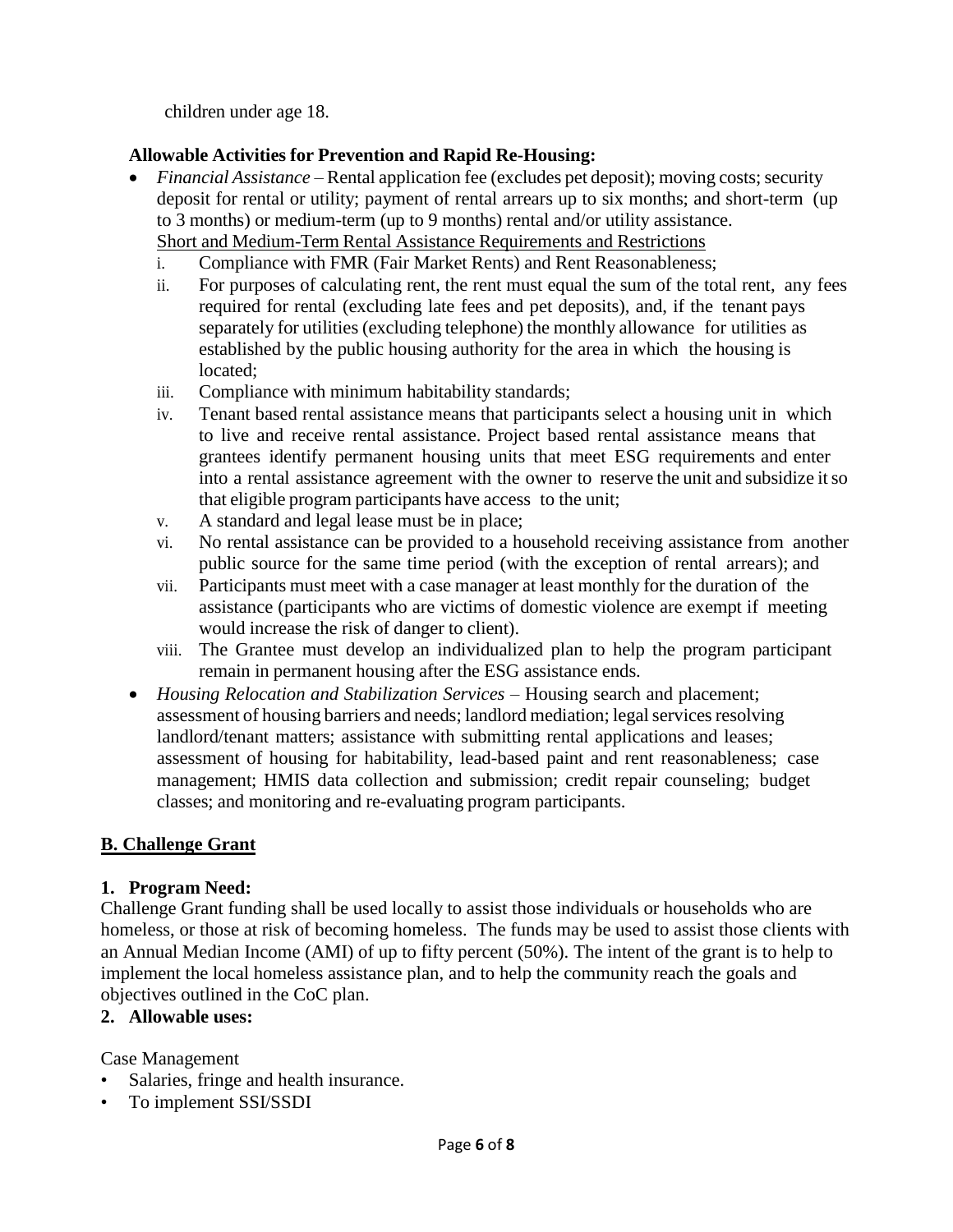children under age 18.

**Allowable Activities for Prevention and Rapid Re-Housing:**

- *Financial Assistance* – Rental application fee (excludes pet deposit); moving costs; security deposit for rental or utility; payment of rental arrears up to six months; and short-term (up to 3 months) or medium-term (up to 9 months) rental and/or utility assistance.
  Short and Medium-Term Rental Assistance Requirements and Restrictions
  i. Compliance with FMR (Fair Market Rents) and Rent Reasonableness;
  ii. For purposes of calculating rent, the rent must equal the sum of the total rent, any fees required for rental (excluding late fees and pet deposits), and, if the tenant pays separately for utilities (excluding telephone) the monthly allowance for utilities as established by the public housing authority for the area in which the housing is located;
  iii. Compliance with minimum habitability standards;
  iv. Tenant based rental assistance means that participants select a housing unit in which to live and receive rental assistance. Project based rental assistance means that grantees identify permanent housing units that meet ESG requirements and enter into a rental assistance agreement with the owner to reserve the unit and subsidize it so that eligible program participants have access to the unit;
  v. A standard and legal lease must be in place;
  vi. No rental assistance can be provided to a household receiving assistance from another public source for the same time period (with the exception of rental arrears); and
  vii. Participants must meet with a case manager at least monthly for the duration of the assistance (participants who are victims of domestic violence are exempt if meeting would increase the risk of danger to client).
  viii. The Grantee must develop an individualized plan to help the program participant remain in permanent housing after the ESG assistance ends.
- *Housing Relocation and Stabilization Services* – Housing search and placement; assessment of housing barriers and needs; landlord mediation; legal services resolving landlord/tenant matters; assistance with submitting rental applications and leases; assessment of housing for habitability, lead-based paint and rent reasonableness; case management; HMIS data collection and submission; credit repair counseling; budget classes; and monitoring and re-evaluating program participants.

## B. Challenge Grant

### 1. Program Need:

Challenge Grant funding shall be used locally to assist those individuals or households who are homeless, or those at risk of becoming homeless. The funds may be used to assist those clients with an Annual Median Income (AMI) of up to fifty percent (50%). The intent of the grant is to help to implement the local homeless assistance plan, and to help the community reach the goals and objectives outlined in the CoC plan.

### 2. Allowable uses:

Case Management

- Salaries, fringe and health insurance.
- To implement SSI/SSDI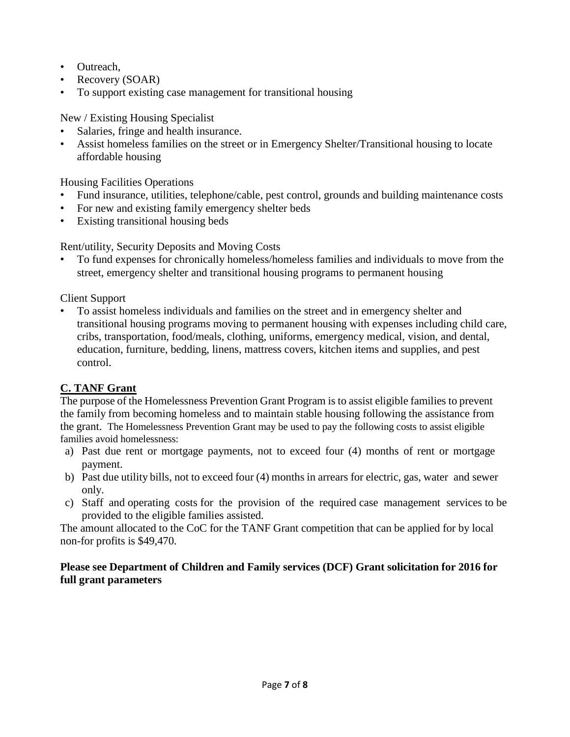- Outreach,
- Recovery (SOAR)
- To support existing case management for transitional housing

New / Existing Housing Specialist

- Salaries, fringe and health insurance.
- Assist homeless families on the street or in Emergency Shelter/Transitional housing to locate affordable housing

Housing Facilities Operations

- Fund insurance, utilities, telephone/cable, pest control, grounds and building maintenance costs
- For new and existing family emergency shelter beds
- Existing transitional housing beds

Rent/utility, Security Deposits and Moving Costs

- To fund expenses for chronically homeless/homeless families and individuals to move from the street, emergency shelter and transitional housing programs to permanent housing

Client Support

- To assist homeless individuals and families on the street and in emergency shelter and transitional housing programs moving to permanent housing with expenses including child care, cribs, transportation, food/meals, clothing, uniforms, emergency medical, vision, and dental, education, furniture, bedding, linens, mattress covers, kitchen items and supplies, and pest control.

## C. TANF Grant

The purpose of the Homelessness Prevention Grant Program is to assist eligible families to prevent the family from becoming homeless and to maintain stable housing following the assistance from the grant. The Homelessness Prevention Grant may be used to pay the following costs to assist eligible families avoid homelessness:

a) Past due rent or mortgage payments, not to exceed four (4) months of rent or mortgage payment.
b) Past due utility bills, not to exceed four (4) months in arrears for electric, gas, water and sewer only.
c) Staff and operating costs for the provision of the required case management services to be provided to the eligible families assisted.

The amount allocated to the CoC for the TANF Grant competition that can be applied for by local non-for profits is $49,470.

**Please see Department of Children and Family services (DCF) Grant solicitation for 2016 for full grant parameters**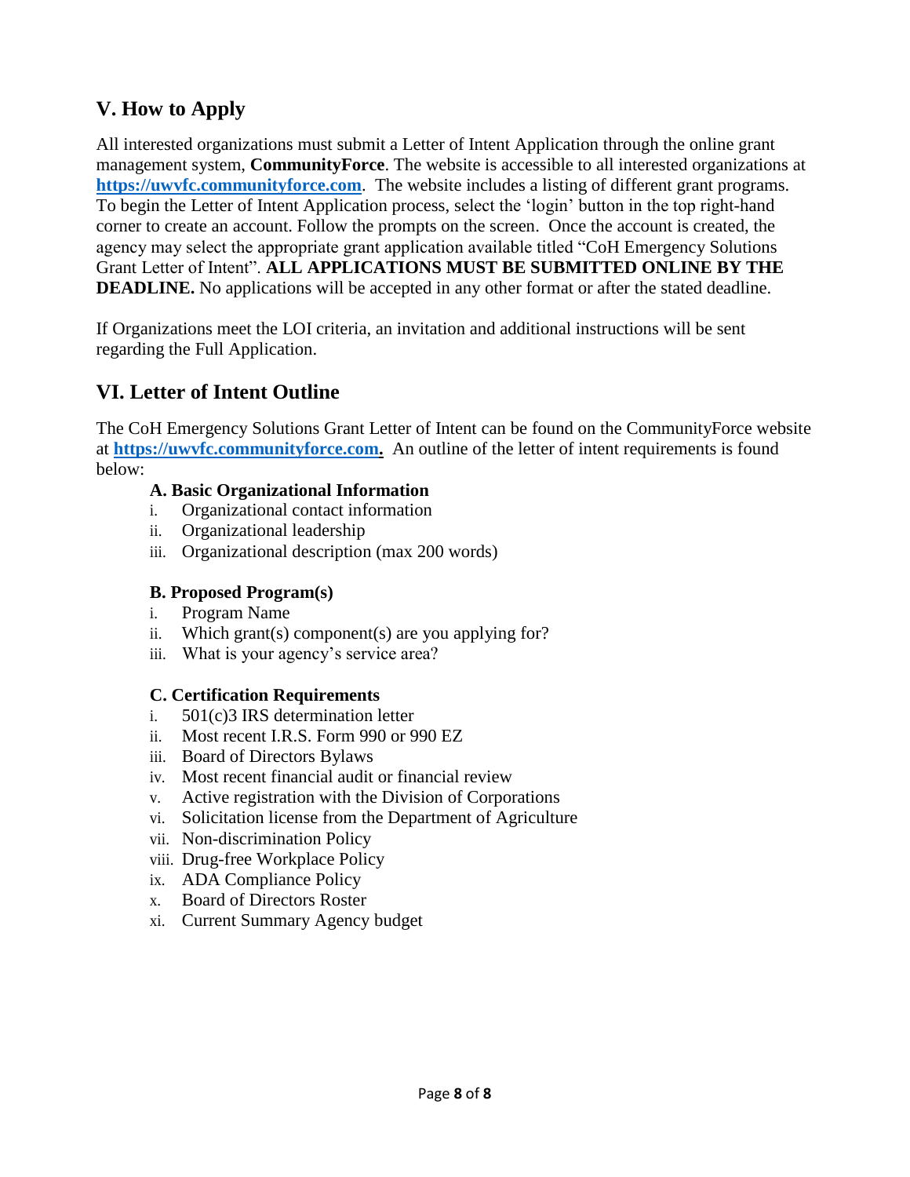## V. How to Apply

All interested organizations must submit a Letter of Intent Application through the online grant management system, **CommunityForce**. The website is accessible to all interested organizations at **https://uwvfc.communityforce.com**. The website includes a listing of different grant programs. To begin the Letter of Intent Application process, select the 'login' button in the top right-hand corner to create an account. Follow the prompts on the screen. Once the account is created, the agency may select the appropriate grant application available titled "CoH Emergency Solutions Grant Letter of Intent". **ALL APPLICATIONS MUST BE SUBMITTED ONLINE BY THE DEADLINE.** No applications will be accepted in any other format or after the stated deadline.

If Organizations meet the LOI criteria, an invitation and additional instructions will be sent regarding the Full Application.

## VI. Letter of Intent Outline

The CoH Emergency Solutions Grant Letter of Intent can be found on the CommunityForce website at **https://uwvfc.communityforce.com.** An outline of the letter of intent requirements is found below:

**A. Basic Organizational Information**

i. Organizational contact information
ii. Organizational leadership
iii. Organizational description (max 200 words)

**B. Proposed Program(s)**

i. Program Name
ii. Which grant(s) component(s) are you applying for?
iii. What is your agency's service area?

**C. Certification Requirements**

i. 501(c)3 IRS determination letter
ii. Most recent I.R.S. Form 990 or 990 EZ
iii. Board of Directors Bylaws
iv. Most recent financial audit or financial review
v. Active registration with the Division of Corporations
vi. Solicitation license from the Department of Agriculture
vii. Non-discrimination Policy
viii. Drug-free Workplace Policy
ix. ADA Compliance Policy
x. Board of Directors Roster
xi. Current Summary Agency budget